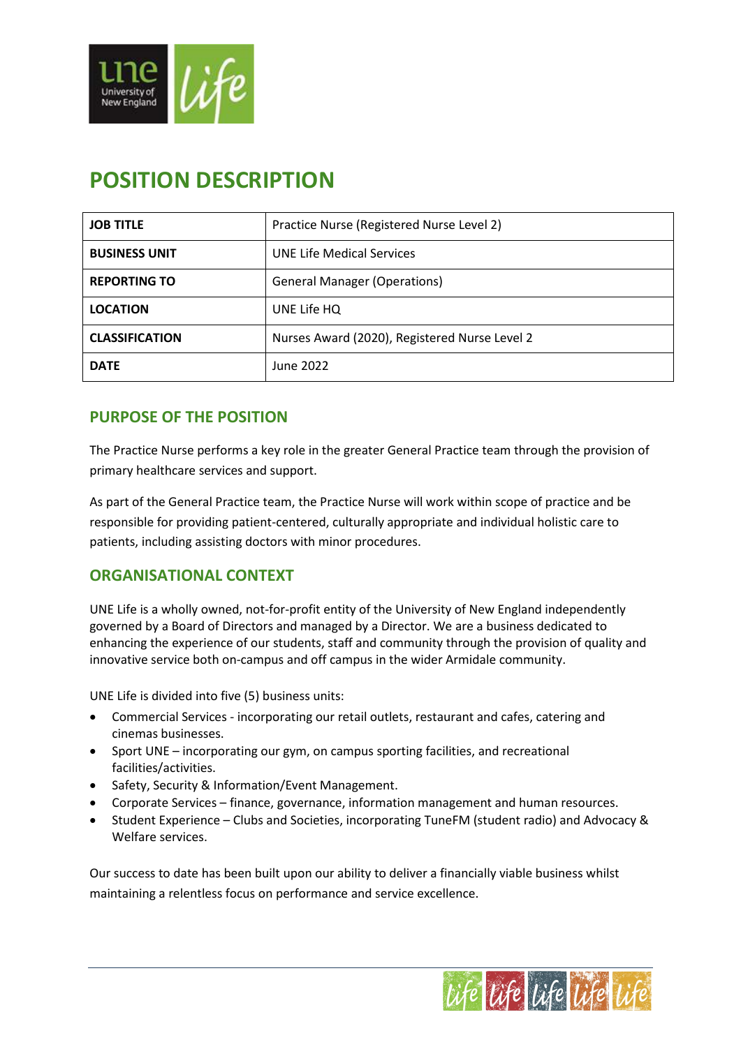# POSITION DESCRIPTION

| JOB TITLE | Practice Nurse (Registered Nurse Level 2) |
|---|---|
| BUSINESS UNIT | UNE Life Medical Services |
| REPORTING TO | General Manager (Operations) |
| LOCATION | UNE Life HQ |
| CLASSIFICATION | Nurses Award (2020), Registered Nurse Level 2 |
| DATE | June 2022 |

## PURPOSE OF THE POSITION

The Practice Nurse performs a key role in the greater General Practice team through the provision of primary healthcare services and support.

As part of the General Practice team, the Practice Nurse will work within scope of practice and be responsible for providing patient-centered, culturally appropriate and individual holistic care to patients, including assisting doctors with minor procedures.

## ORGANISATIONAL CONTEXT

UNE Life is a wholly owned, not-for-profit entity of the University of New England independently governed by a Board of Directors and managed by a Director. We are a business dedicated to enhancing the experience of our students, staff and community through the provision of quality and innovative service both on-campus and off campus in the wider Armidale community.

UNE Life is divided into five (5) business units:

- Commercial Services - incorporating our retail outlets, restaurant and cafes, catering and cinemas businesses.
- Sport UNE – incorporating our gym, on campus sporting facilities, and recreational facilities/activities.
- Safety, Security & Information/Event Management.
- Corporate Services – finance, governance, information management and human resources.
- Student Experience – Clubs and Societies, incorporating TuneFM (student radio) and Advocacy & Welfare services.

Our success to date has been built upon our ability to deliver a financially viable business whilst maintaining a relentless focus on performance and service excellence.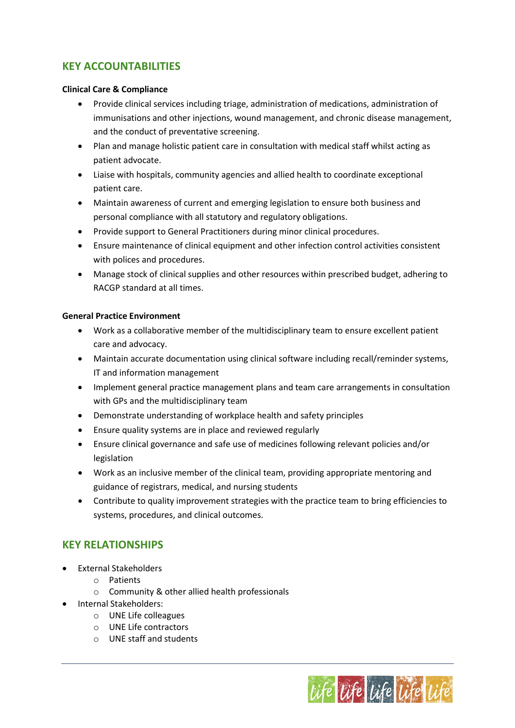## KEY ACCOUNTABILITIES

**Clinical Care & Compliance**

- Provide clinical services including triage, administration of medications, administration of immunisations and other injections, wound management, and chronic disease management, and the conduct of preventative screening.
- Plan and manage holistic patient care in consultation with medical staff whilst acting as patient advocate.
- Liaise with hospitals, community agencies and allied health to coordinate exceptional patient care.
- Maintain awareness of current and emerging legislation to ensure both business and personal compliance with all statutory and regulatory obligations.
- Provide support to General Practitioners during minor clinical procedures.
- Ensure maintenance of clinical equipment and other infection control activities consistent with polices and procedures.
- Manage stock of clinical supplies and other resources within prescribed budget, adhering to RACGP standard at all times.

**General Practice Environment**

- Work as a collaborative member of the multidisciplinary team to ensure excellent patient care and advocacy.
- Maintain accurate documentation using clinical software including recall/reminder systems, IT and information management
- Implement general practice management plans and team care arrangements in consultation with GPs and the multidisciplinary team
- Demonstrate understanding of workplace health and safety principles
- Ensure quality systems are in place and reviewed regularly
- Ensure clinical governance and safe use of medicines following relevant policies and/or legislation
- Work as an inclusive member of the clinical team, providing appropriate mentoring and guidance of registrars, medical, and nursing students
- Contribute to quality improvement strategies with the practice team to bring efficiencies to systems, procedures, and clinical outcomes.

## KEY RELATIONSHIPS

- External Stakeholders
  - Patients
  - Community & other allied health professionals
- Internal Stakeholders:
  - UNE Life colleagues
  - UNE Life contractors
  - UNE staff and students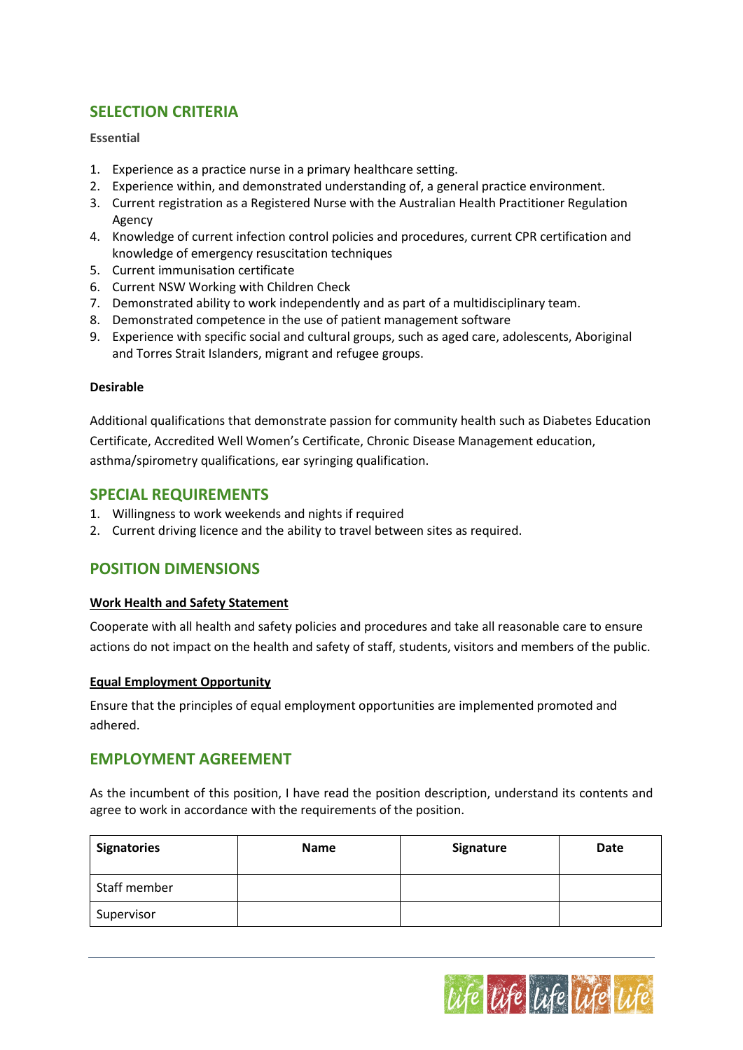## SELECTION CRITERIA

**Essential**

1. Experience as a practice nurse in a primary healthcare setting.
2. Experience within, and demonstrated understanding of, a general practice environment.
3. Current registration as a Registered Nurse with the Australian Health Practitioner Regulation Agency
4. Knowledge of current infection control policies and procedures, current CPR certification and knowledge of emergency resuscitation techniques
5. Current immunisation certificate
6. Current NSW Working with Children Check
7. Demonstrated ability to work independently and as part of a multidisciplinary team.
8. Demonstrated competence in the use of patient management software
9. Experience with specific social and cultural groups, such as aged care, adolescents, Aboriginal and Torres Strait Islanders, migrant and refugee groups.

**Desirable**

Additional qualifications that demonstrate passion for community health such as Diabetes Education Certificate, Accredited Well Women's Certificate, Chronic Disease Management education, asthma/spirometry qualifications, ear syringing qualification.

## SPECIAL REQUIREMENTS

1. Willingness to work weekends and nights if required
2. Current driving licence and the ability to travel between sites as required.

## POSITION DIMENSIONS

**Work Health and Safety Statement**

Cooperate with all health and safety policies and procedures and take all reasonable care to ensure actions do not impact on the health and safety of staff, students, visitors and members of the public.

**Equal Employment Opportunity**

Ensure that the principles of equal employment opportunities are implemented promoted and adhered.

## EMPLOYMENT AGREEMENT

As the incumbent of this position, I have read the position description, understand its contents and agree to work in accordance with the requirements of the position.

| Signatories | Name | Signature | Date |
|---|---|---|---|
| Staff member | | | |
| Supervisor | | | |